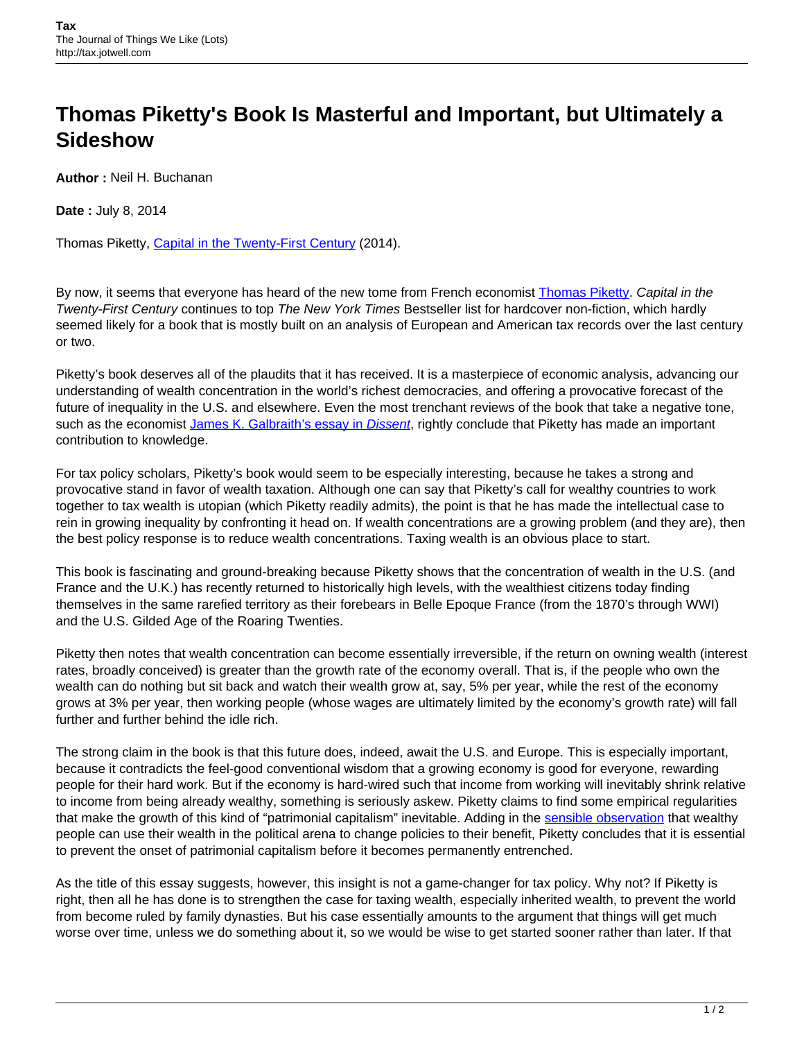# Thomas Piketty's Book Is Masterful and Important, but Ultimately a Sideshow

**Author :** Neil H. Buchanan

**Date :** July 8, 2014

Thomas Piketty, [Capital in the Twenty-First Century](#) (2014).

By now, it seems that everyone has heard of the new tome from French economist [Thomas Piketty](#). *Capital in the Twenty-First Century* continues to top *The New York Times* Bestseller list for hardcover non-fiction, which hardly seemed likely for a book that is mostly built on an analysis of European and American tax records over the last century or two.

Piketty's book deserves all of the plaudits that it has received. It is a masterpiece of economic analysis, advancing our understanding of wealth concentration in the world's richest democracies, and offering a provocative forecast of the future of inequality in the U.S. and elsewhere. Even the most trenchant reviews of the book that take a negative tone, such as the economist [James K. Galbraith's essay in *Dissent*](#), rightly conclude that Piketty has made an important contribution to knowledge.

For tax policy scholars, Piketty's book would seem to be especially interesting, because he takes a strong and provocative stand in favor of wealth taxation. Although one can say that Piketty's call for wealthy countries to work together to tax wealth is utopian (which Piketty readily admits), the point is that he has made the intellectual case to rein in growing inequality by confronting it head on. If wealth concentrations are a growing problem (and they are), then the best policy response is to reduce wealth concentrations. Taxing wealth is an obvious place to start.

This book is fascinating and ground-breaking because Piketty shows that the concentration of wealth in the U.S. (and France and the U.K.) has recently returned to historically high levels, with the wealthiest citizens today finding themselves in the same rarefied territory as their forebears in Belle Epoque France (from the 1870's through WWI) and the U.S. Gilded Age of the Roaring Twenties.

Piketty then notes that wealth concentration can become essentially irreversible, if the return on owning wealth (interest rates, broadly conceived) is greater than the growth rate of the economy overall. That is, if the people who own the wealth can do nothing but sit back and watch their wealth grow at, say, 5% per year, while the rest of the economy grows at 3% per year, then working people (whose wages are ultimately limited by the economy's growth rate) will fall further and further behind the idle rich.

The strong claim in the book is that this future does, indeed, await the U.S. and Europe. This is especially important, because it contradicts the feel-good conventional wisdom that a growing economy is good for everyone, rewarding people for their hard work. But if the economy is hard-wired such that income from working will inevitably shrink relative to income from being already wealthy, something is seriously askew. Piketty claims to find some empirical regularities that make the growth of this kind of "patrimonial capitalism" inevitable. Adding in the [sensible observation](#) that wealthy people can use their wealth in the political arena to change policies to their benefit, Piketty concludes that it is essential to prevent the onset of patrimonial capitalism before it becomes permanently entrenched.

As the title of this essay suggests, however, this insight is not a game-changer for tax policy. Why not? If Piketty is right, then all he has done is to strengthen the case for taxing wealth, especially inherited wealth, to prevent the world from become ruled by family dynasties. But his case essentially amounts to the argument that things will get much worse over time, unless we do something about it, so we would be wise to get started sooner rather than later. If that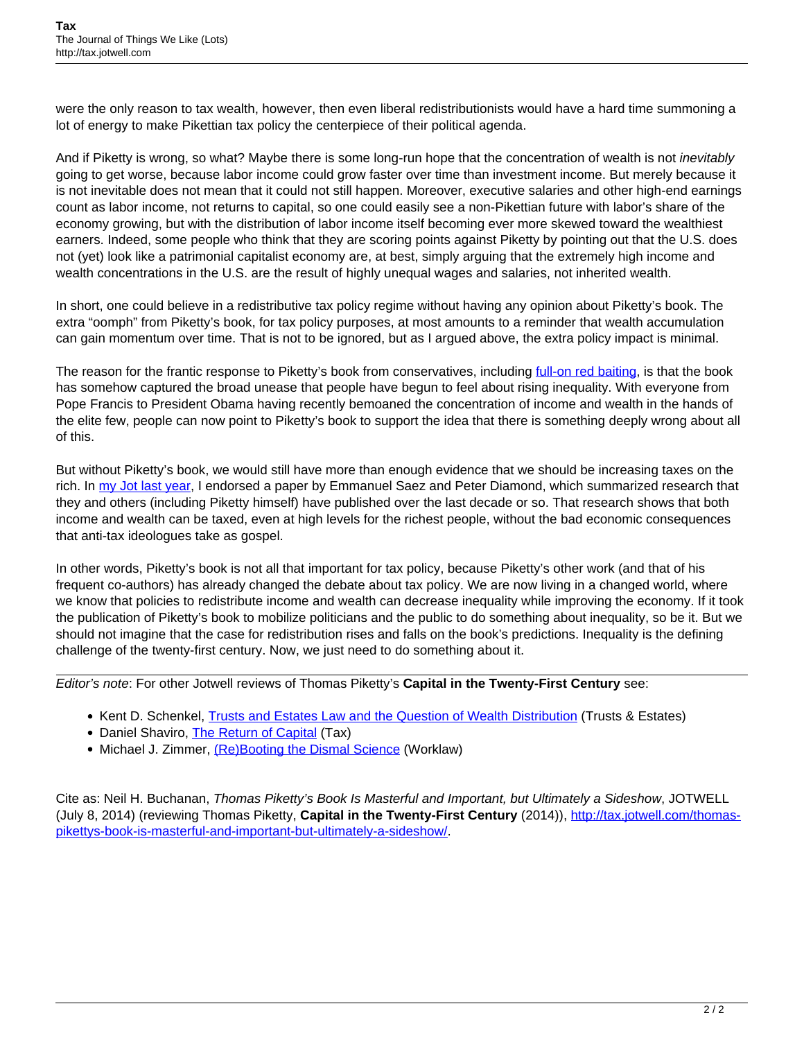were the only reason to tax wealth, however, then even liberal redistributionists would have a hard time summoning a lot of energy to make Pikettian tax policy the centerpiece of their political agenda.

And if Piketty is wrong, so what? Maybe there is some long-run hope that the concentration of wealth is not *inevitably* going to get worse, because labor income could grow faster over time than investment income. But merely because it is not inevitable does not mean that it could not still happen. Moreover, executive salaries and other high-end earnings count as labor income, not returns to capital, so one could easily see a non-Pikettian future with labor's share of the economy growing, but with the distribution of labor income itself becoming ever more skewed toward the wealthiest earners. Indeed, some people who think that they are scoring points against Piketty by pointing out that the U.S. does not (yet) look like a patrimonial capitalist economy are, at best, simply arguing that the extremely high income and wealth concentrations in the U.S. are the result of highly unequal wages and salaries, not inherited wealth.

In short, one could believe in a redistributive tax policy regime without having any opinion about Piketty's book. The extra "oomph" from Piketty's book, for tax policy purposes, at most amounts to a reminder that wealth accumulation can gain momentum over time. That is not to be ignored, but as I argued above, the extra policy impact is minimal.

The reason for the frantic response to Piketty's book from conservatives, including [full-on red baiting](), is that the book has somehow captured the broad unease that people have begun to feel about rising inequality. With everyone from Pope Francis to President Obama having recently bemoaned the concentration of income and wealth in the hands of the elite few, people can now point to Piketty's book to support the idea that there is something deeply wrong about all of this.

But without Piketty's book, we would still have more than enough evidence that we should be increasing taxes on the rich. In [my Jot last year](), I endorsed a paper by Emmanuel Saez and Peter Diamond, which summarized research that they and others (including Piketty himself) have published over the last decade or so. That research shows that both income and wealth can be taxed, even at high levels for the richest people, without the bad economic consequences that anti-tax ideologues take as gospel.

In other words, Piketty's book is not all that important for tax policy, because Piketty's other work (and that of his frequent co-authors) has already changed the debate about tax policy. We are now living in a changed world, where we know that policies to redistribute income and wealth can decrease inequality while improving the economy. If it took the publication of Piketty's book to mobilize politicians and the public to do something about inequality, so be it. But we should not imagine that the case for redistribution rises and falls on the book's predictions. Inequality is the defining challenge of the twenty-first century. Now, we just need to do something about it.

---

*Editor's note*: For other Jotwell reviews of Thomas Piketty's **Capital in the Twenty-First Century** see:

- Kent D. Schenkel, [Trusts and Estates Law and the Question of Wealth Distribution]() (Trusts & Estates)
- Daniel Shaviro, [The Return of Capital]() (Tax)
- Michael J. Zimmer, [(Re)Booting the Dismal Science]() (Worklaw)

Cite as: Neil H. Buchanan, *Thomas Piketty's Book Is Masterful and Important, but Ultimately a Sideshow*, JOTWELL (July 8, 2014) (reviewing Thomas Piketty, **Capital in the Twenty-First Century** (2014)), http://tax.jotwell.com/thomas-pikettys-book-is-masterful-and-important-but-ultimately-a-sideshow/.